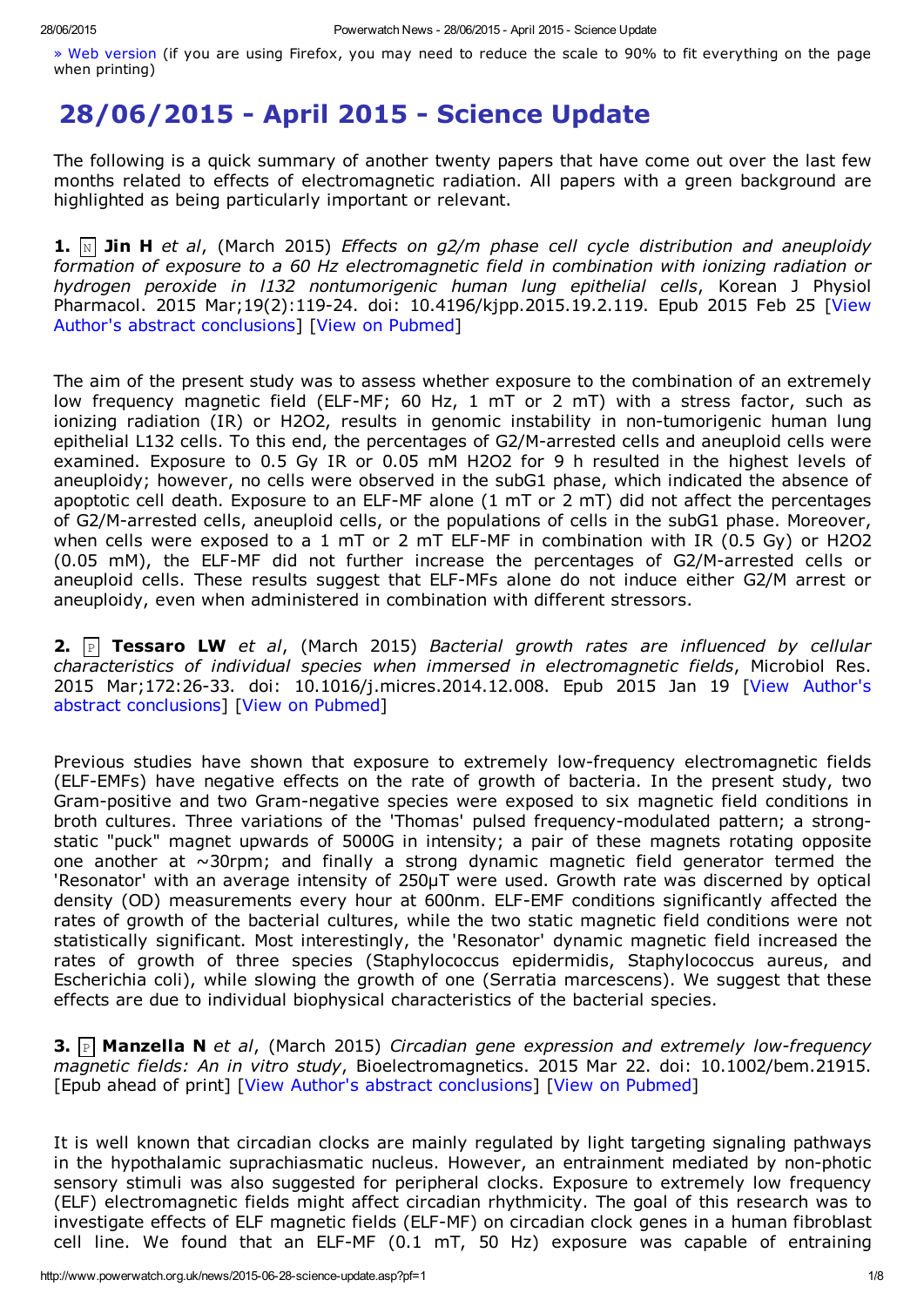» Web version (if you are using Firefox, you may need to reduce the scale to 90% to fit everything on the page when printing)

# 28/06/2015 - April 2015 - Science Update

The following is a quick summary of another twenty papers that have come out over the last few months related to effects of electromagnetic radiation. All papers with a green background are highlighted as being particularly important or relevant.

**1.** N **Jin H** *et al*, (March 2015) *Effects on g2/m phase cell cycle distribution and aneuploidy formation of exposure to a 60 Hz electromagnetic field in combination with ionizing radiation or hydrogen peroxide in l132 nontumorigenic human lung epithelial cells*, Korean J Physiol Pharmacol. 2015 Mar;19(2):119-24. doi: 10.4196/kjpp.2015.19.2.119. Epub 2015 Feb 25 [View Author's abstract conclusions] [View on Pubmed]

The aim of the present study was to assess whether exposure to the combination of an extremely low frequency magnetic field (ELF-MF; 60 Hz, 1 mT or 2 mT) with a stress factor, such as ionizing radiation (IR) or $H_2O_2$, results in genomic instability in non-tumorigenic human lung epithelial L132 cells. To this end, the percentages of G2/M-arrested cells and aneuploid cells were examined. Exposure to 0.5 Gy IR or 0.05 mM $H_2O_2$ for 9 h resulted in the highest levels of aneuploidy; however, no cells were observed in the subG1 phase, which indicated the absence of apoptotic cell death. Exposure to an ELF-MF alone (1 mT or 2 mT) did not affect the percentages of G2/M-arrested cells, aneuploid cells, or the populations of cells in the subG1 phase. Moreover, when cells were exposed to a 1 mT or 2 mT ELF-MF in combination with IR (0.5 Gy) or $H_2O_2$ (0.05 mM), the ELF-MF did not further increase the percentages of G2/M-arrested cells or aneuploid cells. These results suggest that ELF-MFs alone do not induce either G2/M arrest or aneuploidy, even when administered in combination with different stressors.

**2.** P **Tessaro LW** *et al*, (March 2015) *Bacterial growth rates are influenced by cellular characteristics of individual species when immersed in electromagnetic fields*, Microbiol Res. 2015 Mar;172:26-33. doi: 10.1016/j.micres.2014.12.008. Epub 2015 Jan 19 [View Author's abstract conclusions] [View on Pubmed]

Previous studies have shown that exposure to extremely low-frequency electromagnetic fields (ELF-EMFs) have negative effects on the rate of growth of bacteria. In the present study, two Gram-positive and two Gram-negative species were exposed to six magnetic field conditions in broth cultures. Three variations of the 'Thomas' pulsed frequency-modulated pattern; a strong-static "puck" magnet upwards of 5000G in intensity; a pair of these magnets rotating opposite one another at ~30rpm; and finally a strong dynamic magnetic field generator termed the 'Resonator' with an average intensity of 250μT were used. Growth rate was discerned by optical density (OD) measurements every hour at 600nm. ELF-EMF conditions significantly affected the rates of growth of the bacterial cultures, while the two static magnetic field conditions were not statistically significant. Most interestingly, the 'Resonator' dynamic magnetic field increased the rates of growth of three species (Staphylococcus epidermidis, Staphylococcus aureus, and Escherichia coli), while slowing the growth of one (Serratia marcescens). We suggest that these effects are due to individual biophysical characteristics of the bacterial species.

**3.** P **Manzella N** *et al*, (March 2015) *Circadian gene expression and extremely low-frequency magnetic fields: An in vitro study*, Bioelectromagnetics. 2015 Mar 22. doi: 10.1002/bem.21915. [Epub ahead of print] [View Author's abstract conclusions] [View on Pubmed]

It is well known that circadian clocks are mainly regulated by light targeting signaling pathways in the hypothalamic suprachiasmatic nucleus. However, an entrainment mediated by non-photic sensory stimuli was also suggested for peripheral clocks. Exposure to extremely low frequency (ELF) electromagnetic fields might affect circadian rhythmicity. The goal of this research was to investigate effects of ELF magnetic fields (ELF-MF) on circadian clock genes in a human fibroblast cell line. We found that an ELF-MF (0.1 mT, 50 Hz) exposure was capable of entraining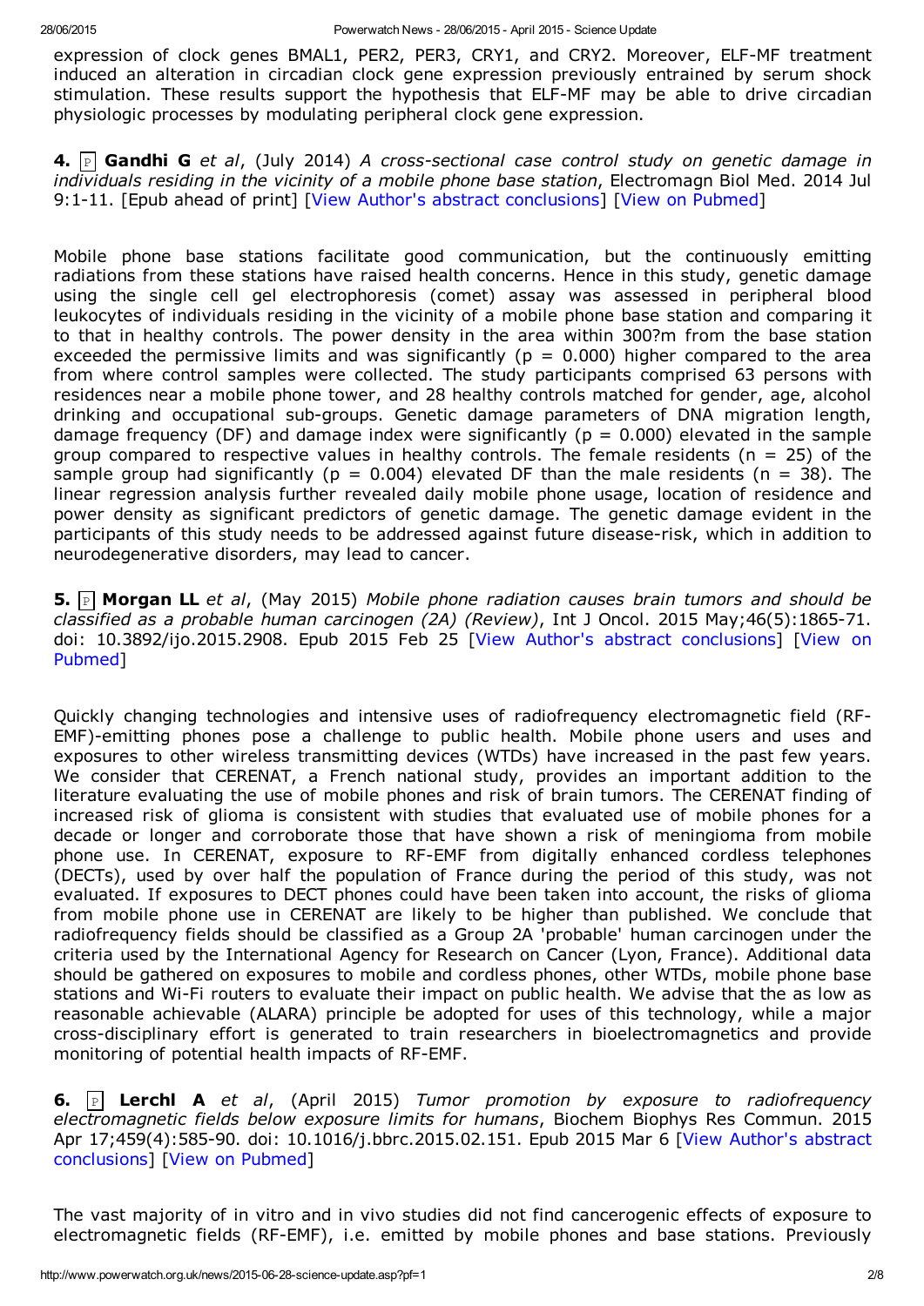expression of clock genes BMAL1, PER2, PER3, CRY1, and CRY2. Moreover, ELF-MF treatment induced an alteration in circadian clock gene expression previously entrained by serum shock stimulation. These results support the hypothesis that ELF-MF may be able to drive circadian physiologic processes by modulating peripheral clock gene expression.

**4.** P **Gandhi G** *et al*, (July 2014) *A cross-sectional case control study on genetic damage in individuals residing in the vicinity of a mobile phone base station*, Electromagn Biol Med. 2014 Jul 9:1-11. [Epub ahead of print] [View Author's abstract conclusions] [View on Pubmed]

Mobile phone base stations facilitate good communication, but the continuously emitting radiations from these stations have raised health concerns. Hence in this study, genetic damage using the single cell gel electrophoresis (comet) assay was assessed in peripheral blood leukocytes of individuals residing in the vicinity of a mobile phone base station and comparing it to that in healthy controls. The power density in the area within 300?m from the base station exceeded the permissive limits and was significantly ($p = 0.000$) higher compared to the area from where control samples were collected. The study participants comprised 63 persons with residences near a mobile phone tower, and 28 healthy controls matched for gender, age, alcohol drinking and occupational sub-groups. Genetic damage parameters of DNA migration length, damage frequency (DF) and damage index were significantly ($p = 0.000$) elevated in the sample group compared to respective values in healthy controls. The female residents ($n = 25$) of the sample group had significantly ($p = 0.004$) elevated DF than the male residents ($n = 38$). The linear regression analysis further revealed daily mobile phone usage, location of residence and power density as significant predictors of genetic damage. The genetic damage evident in the participants of this study needs to be addressed against future disease-risk, which in addition to neurodegenerative disorders, may lead to cancer.

**5.** P **Morgan LL** *et al*, (May 2015) *Mobile phone radiation causes brain tumors and should be classified as a probable human carcinogen (2A) (Review)*, Int J Oncol. 2015 May;46(5):1865-71. doi: 10.3892/ijo.2015.2908. Epub 2015 Feb 25 [View Author's abstract conclusions] [View on Pubmed]

Quickly changing technologies and intensive uses of radiofrequency electromagnetic field (RF-EMF)-emitting phones pose a challenge to public health. Mobile phone users and uses and exposures to other wireless transmitting devices (WTDs) have increased in the past few years. We consider that CERENAT, a French national study, provides an important addition to the literature evaluating the use of mobile phones and risk of brain tumors. The CERENAT finding of increased risk of glioma is consistent with studies that evaluated use of mobile phones for a decade or longer and corroborate those that have shown a risk of meningioma from mobile phone use. In CERENAT, exposure to RF-EMF from digitally enhanced cordless telephones (DECTs), used by over half the population of France during the period of this study, was not evaluated. If exposures to DECT phones could have been taken into account, the risks of glioma from mobile phone use in CERENAT are likely to be higher than published. We conclude that radiofrequency fields should be classified as a Group 2A 'probable' human carcinogen under the criteria used by the International Agency for Research on Cancer (Lyon, France). Additional data should be gathered on exposures to mobile and cordless phones, other WTDs, mobile phone base stations and Wi-Fi routers to evaluate their impact on public health. We advise that the as low as reasonable achievable (ALARA) principle be adopted for uses of this technology, while a major cross-disciplinary effort is generated to train researchers in bioelectromagnetics and provide monitoring of potential health impacts of RF-EMF.

**6.** P **Lerchl A** *et al*, (April 2015) *Tumor promotion by exposure to radiofrequency electromagnetic fields below exposure limits for humans*, Biochem Biophys Res Commun. 2015 Apr 17;459(4):585-90. doi: 10.1016/j.bbrc.2015.02.151. Epub 2015 Mar 6 [View Author's abstract conclusions] [View on Pubmed]

The vast majority of in vitro and in vivo studies did not find cancerogenic effects of exposure to electromagnetic fields (RF-EMF), i.e. emitted by mobile phones and base stations. Previously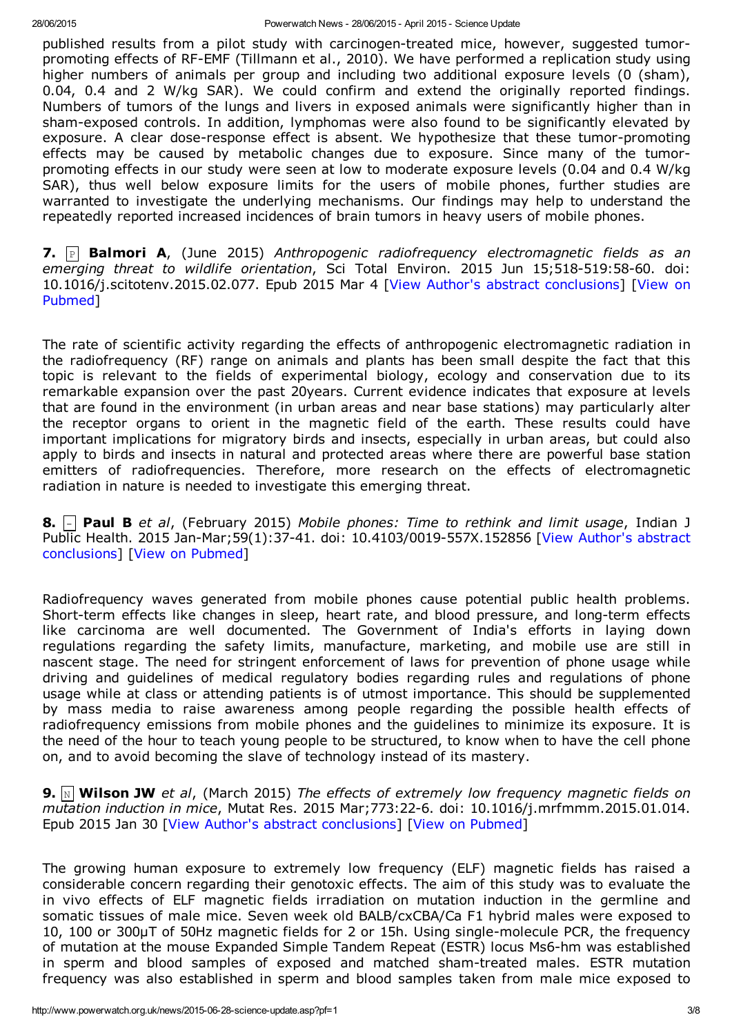published results from a pilot study with carcinogen-treated mice, however, suggested tumor-promoting effects of RF-EMF (Tillmann et al., 2010). We have performed a replication study using higher numbers of animals per group and including two additional exposure levels (0 (sham), 0.04, 0.4 and 2 W/kg SAR). We could confirm and extend the originally reported findings. Numbers of tumors of the lungs and livers in exposed animals were significantly higher than in sham-exposed controls. In addition, lymphomas were also found to be significantly elevated by exposure. A clear dose-response effect is absent. We hypothesize that these tumor-promoting effects may be caused by metabolic changes due to exposure. Since many of the tumor-promoting effects in our study were seen at low to moderate exposure levels (0.04 and 0.4 W/kg SAR), thus well below exposure limits for the users of mobile phones, further studies are warranted to investigate the underlying mechanisms. Our findings may help to understand the repeatedly reported increased incidences of brain tumors in heavy users of mobile phones.

**7.** P **Balmori A**, (June 2015) *Anthropogenic radiofrequency electromagnetic fields as an emerging threat to wildlife orientation*, Sci Total Environ. 2015 Jun 15;518-519:58-60. doi: 10.1016/j.scitotenv.2015.02.077. Epub 2015 Mar 4 [View Author's abstract conclusions] [View on Pubmed]

The rate of scientific activity regarding the effects of anthropogenic electromagnetic radiation in the radiofrequency (RF) range on animals and plants has been small despite the fact that this topic is relevant to the fields of experimental biology, ecology and conservation due to its remarkable expansion over the past 20years. Current evidence indicates that exposure at levels that are found in the environment (in urban areas and near base stations) may particularly alter the receptor organs to orient in the magnetic field of the earth. These results could have important implications for migratory birds and insects, especially in urban areas, but could also apply to birds and insects in natural and protected areas where there are powerful base station emitters of radiofrequencies. Therefore, more research on the effects of electromagnetic radiation in nature is needed to investigate this emerging threat.

**8.** - **Paul B** *et al*, (February 2015) *Mobile phones: Time to rethink and limit usage*, Indian J Public Health. 2015 Jan-Mar;59(1):37-41. doi: 10.4103/0019-557X.152856 [View Author's abstract conclusions] [View on Pubmed]

Radiofrequency waves generated from mobile phones cause potential public health problems. Short-term effects like changes in sleep, heart rate, and blood pressure, and long-term effects like carcinoma are well documented. The Government of India's efforts in laying down regulations regarding the safety limits, manufacture, marketing, and mobile use are still in nascent stage. The need for stringent enforcement of laws for prevention of phone usage while driving and guidelines of medical regulatory bodies regarding rules and regulations of phone usage while at class or attending patients is of utmost importance. This should be supplemented by mass media to raise awareness among people regarding the possible health effects of radiofrequency emissions from mobile phones and the guidelines to minimize its exposure. It is the need of the hour to teach young people to be structured, to know when to have the cell phone on, and to avoid becoming the slave of technology instead of its mastery.

**9.** N **Wilson JW** *et al*, (March 2015) *The effects of extremely low frequency magnetic fields on mutation induction in mice*, Mutat Res. 2015 Mar;773:22-6. doi: 10.1016/j.mrfmmm.2015.01.014. Epub 2015 Jan 30 [View Author's abstract conclusions] [View on Pubmed]

The growing human exposure to extremely low frequency (ELF) magnetic fields has raised a considerable concern regarding their genotoxic effects. The aim of this study was to evaluate the in vivo effects of ELF magnetic fields irradiation on mutation induction in the germline and somatic tissues of male mice. Seven week old BALB/cxCBA/Ca F1 hybrid males were exposed to 10, 100 or 300μT of 50Hz magnetic fields for 2 or 15h. Using single-molecule PCR, the frequency of mutation at the mouse Expanded Simple Tandem Repeat (ESTR) locus Ms6-hm was established in sperm and blood samples of exposed and matched sham-treated males. ESTR mutation frequency was also established in sperm and blood samples taken from male mice exposed to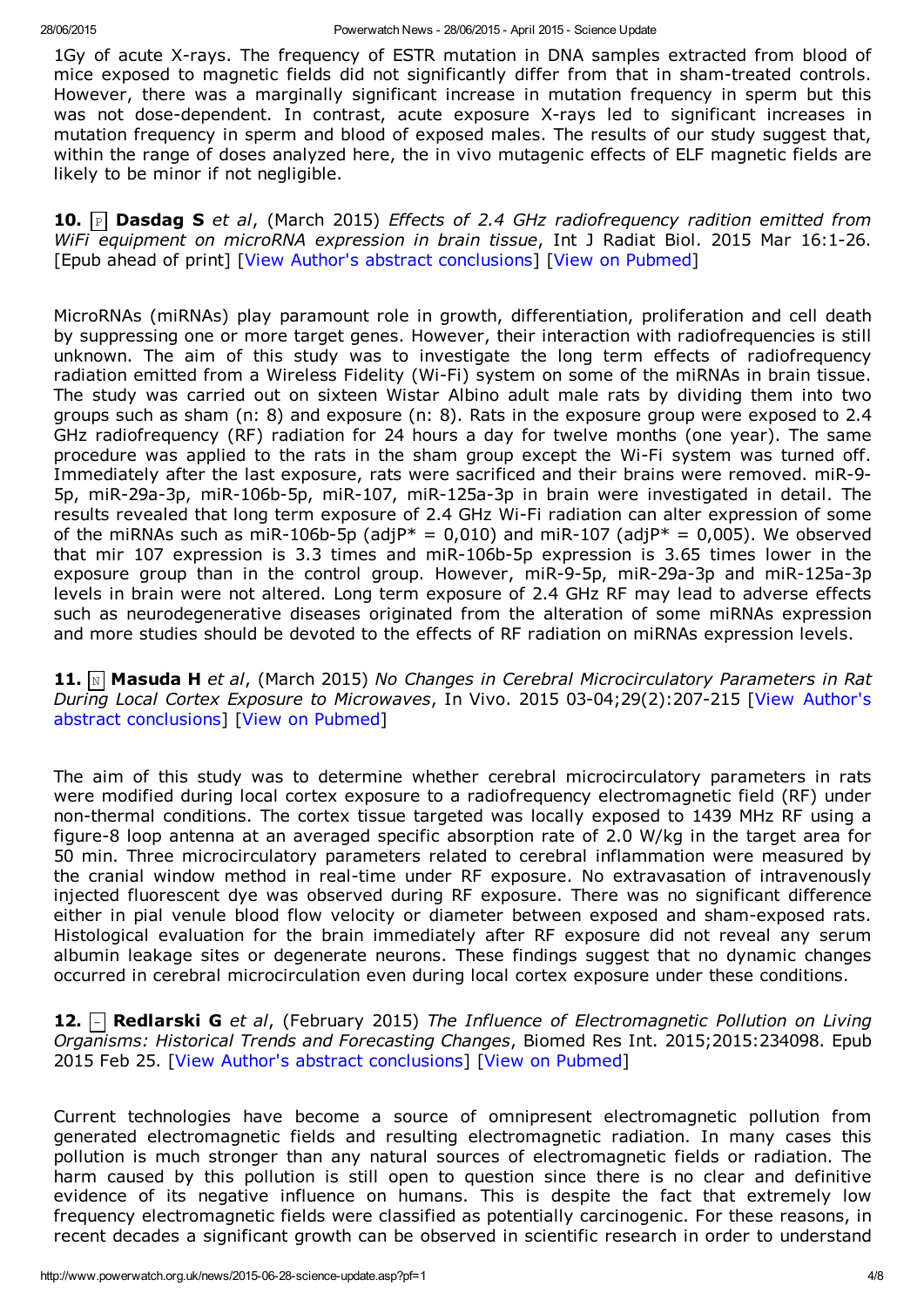1Gy of acute X-rays. The frequency of ESTR mutation in DNA samples extracted from blood of mice exposed to magnetic fields did not significantly differ from that in sham-treated controls. However, there was a marginally significant increase in mutation frequency in sperm but this was not dose-dependent. In contrast, acute exposure X-rays led to significant increases in mutation frequency in sperm and blood of exposed males. The results of our study suggest that, within the range of doses analyzed here, the in vivo mutagenic effects of ELF magnetic fields are likely to be minor if not negligible.

**10.** P **Dasdag S** *et al*, (March 2015) *Effects of 2.4 GHz radiofrequency radition emitted from WiFi equipment on microRNA expression in brain tissue*, Int J Radiat Biol. 2015 Mar 16:1-26. [Epub ahead of print] [View Author's abstract conclusions] [View on Pubmed]

MicroRNAs (miRNAs) play paramount role in growth, differentiation, proliferation and cell death by suppressing one or more target genes. However, their interaction with radiofrequencies is still unknown. The aim of this study was to investigate the long term effects of radiofrequency radiation emitted from a Wireless Fidelity (Wi-Fi) system on some of the miRNAs in brain tissue. The study was carried out on sixteen Wistar Albino adult male rats by dividing them into two groups such as sham (n: 8) and exposure (n: 8). Rats in the exposure group were exposed to 2.4 GHz radiofrequency (RF) radiation for 24 hours a day for twelve months (one year). The same procedure was applied to the rats in the sham group except the Wi-Fi system was turned off. Immediately after the last exposure, rats were sacrificed and their brains were removed. miR-9-5p, miR-29a-3p, miR-106b-5p, miR-107, miR-125a-3p in brain were investigated in detail. The results revealed that long term exposure of 2.4 GHz Wi-Fi radiation can alter expression of some of the miRNAs such as miR-106b-5p (adjP* = 0,010) and miR-107 (adjP* = 0,005). We observed that mir 107 expression is 3.3 times and miR-106b-5p expression is 3.65 times lower in the exposure group than in the control group. However, miR-9-5p, miR-29a-3p and miR-125a-3p levels in brain were not altered. Long term exposure of 2.4 GHz RF may lead to adverse effects such as neurodegenerative diseases originated from the alteration of some miRNAs expression and more studies should be devoted to the effects of RF radiation on miRNAs expression levels.

**11.** N **Masuda H** *et al*, (March 2015) *No Changes in Cerebral Microcirculatory Parameters in Rat During Local Cortex Exposure to Microwaves*, In Vivo. 2015 03-04;29(2):207-215 [View Author's abstract conclusions] [View on Pubmed]

The aim of this study was to determine whether cerebral microcirculatory parameters in rats were modified during local cortex exposure to a radiofrequency electromagnetic field (RF) under non-thermal conditions. The cortex tissue targeted was locally exposed to 1439 MHz RF using a figure-8 loop antenna at an averaged specific absorption rate of 2.0 W/kg in the target area for 50 min. Three microcirculatory parameters related to cerebral inflammation were measured by the cranial window method in real-time under RF exposure. No extravasation of intravenously injected fluorescent dye was observed during RF exposure. There was no significant difference either in pial venule blood flow velocity or diameter between exposed and sham-exposed rats. Histological evaluation for the brain immediately after RF exposure did not reveal any serum albumin leakage sites or degenerate neurons. These findings suggest that no dynamic changes occurred in cerebral microcirculation even during local cortex exposure under these conditions.

**12.** – **Redlarski G** *et al*, (February 2015) *The Influence of Electromagnetic Pollution on Living Organisms: Historical Trends and Forecasting Changes*, Biomed Res Int. 2015;2015:234098. Epub 2015 Feb 25. [View Author's abstract conclusions] [View on Pubmed]

Current technologies have become a source of omnipresent electromagnetic pollution from generated electromagnetic fields and resulting electromagnetic radiation. In many cases this pollution is much stronger than any natural sources of electromagnetic fields or radiation. The harm caused by this pollution is still open to question since there is no clear and definitive evidence of its negative influence on humans. This is despite the fact that extremely low frequency electromagnetic fields were classified as potentially carcinogenic. For these reasons, in recent decades a significant growth can be observed in scientific research in order to understand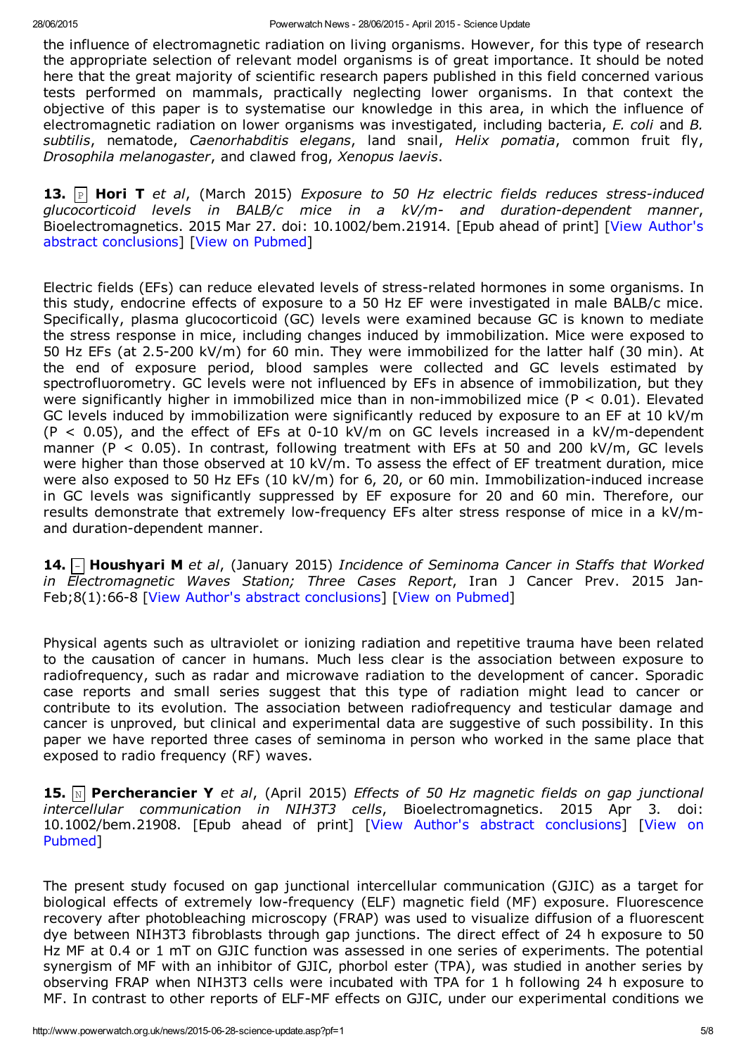the influence of electromagnetic radiation on living organisms. However, for this type of research the appropriate selection of relevant model organisms is of great importance. It should be noted here that the great majority of scientific research papers published in this field concerned various tests performed on mammals, practically neglecting lower organisms. In that context the objective of this paper is to systematise our knowledge in this area, in which the influence of electromagnetic radiation on lower organisms was investigated, including bacteria, *E. coli* and *B. subtilis*, nematode, *Caenorhabditis elegans*, land snail, *Helix pomatia*, common fruit fly, *Drosophila melanogaster*, and clawed frog, *Xenopus laevis*.

**13.** P **Hori T** *et al*, (March 2015) *Exposure to 50 Hz electric fields reduces stress-induced glucocorticoid levels in BALB/c mice in a kV/m- and duration-dependent manner*, Bioelectromagnetics. 2015 Mar 27. doi: 10.1002/bem.21914. [Epub ahead of print] [View Author's abstract conclusions] [View on Pubmed]

Electric fields (EFs) can reduce elevated levels of stress-related hormones in some organisms. In this study, endocrine effects of exposure to a 50 Hz EF were investigated in male BALB/c mice. Specifically, plasma glucocorticoid (GC) levels were examined because GC is known to mediate the stress response in mice, including changes induced by immobilization. Mice were exposed to 50 Hz EFs (at 2.5-200 kV/m) for 60 min. They were immobilized for the latter half (30 min). At the end of exposure period, blood samples were collected and GC levels estimated by spectrofluorometry. GC levels were not influenced by EFs in absence of immobilization, but they were significantly higher in immobilized mice than in non-immobilized mice ($P < 0.01$). Elevated GC levels induced by immobilization were significantly reduced by exposure to an EF at 10 kV/m ($P < 0.05$), and the effect of EFs at 0-10 kV/m on GC levels increased in a kV/m-dependent manner ($P < 0.05$). In contrast, following treatment with EFs at 50 and 200 kV/m, GC levels were higher than those observed at 10 kV/m. To assess the effect of EF treatment duration, mice were also exposed to 50 Hz EFs (10 kV/m) for 6, 20, or 60 min. Immobilization-induced increase in GC levels was significantly suppressed by EF exposure for 20 and 60 min. Therefore, our results demonstrate that extremely low-frequency EFs alter stress response of mice in a kV/m- and duration-dependent manner.

**14.** – **Houshyari M** *et al*, (January 2015) *Incidence of Seminoma Cancer in Staffs that Worked in Electromagnetic Waves Station; Three Cases Report*, Iran J Cancer Prev. 2015 Jan-Feb;8(1):66-8 [View Author's abstract conclusions] [View on Pubmed]

Physical agents such as ultraviolet or ionizing radiation and repetitive trauma have been related to the causation of cancer in humans. Much less clear is the association between exposure to radiofrequency, such as radar and microwave radiation to the development of cancer. Sporadic case reports and small series suggest that this type of radiation might lead to cancer or contribute to its evolution. The association between radiofrequency and testicular damage and cancer is unproved, but clinical and experimental data are suggestive of such possibility. In this paper we have reported three cases of seminoma in person who worked in the same place that exposed to radio frequency (RF) waves.

**15.** N **Percherancier Y** *et al*, (April 2015) *Effects of 50 Hz magnetic fields on gap junctional intercellular communication in NIH3T3 cells*, Bioelectromagnetics. 2015 Apr 3. doi: 10.1002/bem.21908. [Epub ahead of print] [View Author's abstract conclusions] [View on Pubmed]

The present study focused on gap junctional intercellular communication (GJIC) as a target for biological effects of extremely low-frequency (ELF) magnetic field (MF) exposure. Fluorescence recovery after photobleaching microscopy (FRAP) was used to visualize diffusion of a fluorescent dye between NIH3T3 fibroblasts through gap junctions. The direct effect of 24 h exposure to 50 Hz MF at 0.4 or 1 mT on GJIC function was assessed in one series of experiments. The potential synergism of MF with an inhibitor of GJIC, phorbol ester (TPA), was studied in another series by observing FRAP when NIH3T3 cells were incubated with TPA for 1 h following 24 h exposure to MF. In contrast to other reports of ELF-MF effects on GJIC, under our experimental conditions we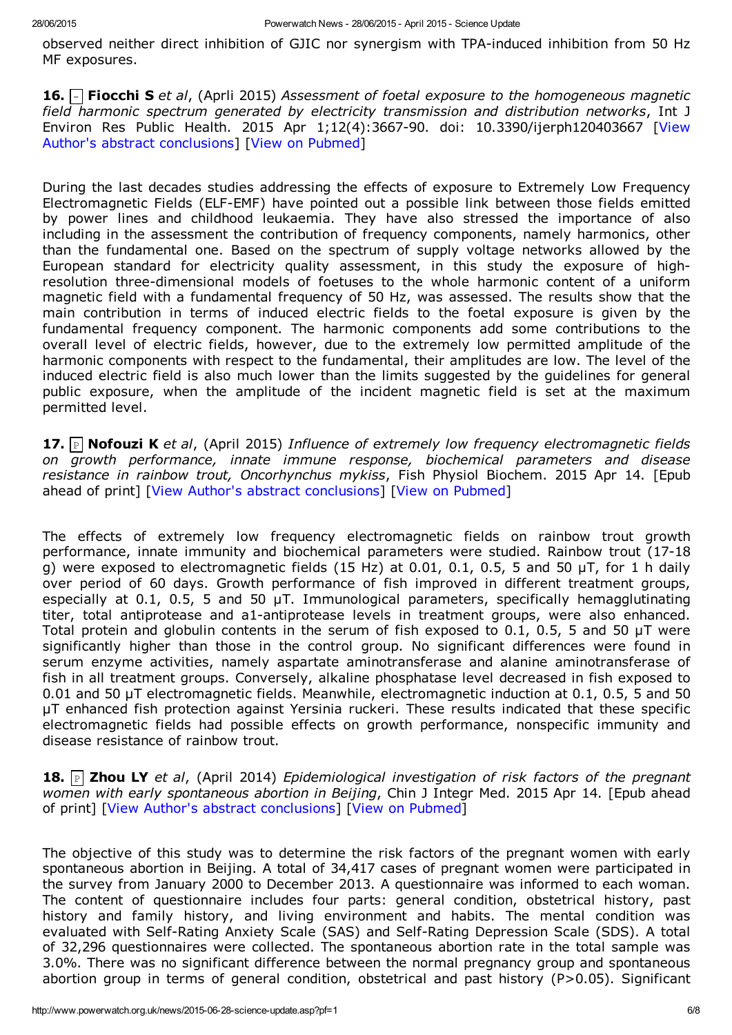observed neither direct inhibition of GJIC nor synergism with TPA-induced inhibition from 50 Hz MF exposures.

**16.** [-] **Fiocchi S** *et al*, (Aprli 2015) *Assessment of foetal exposure to the homogeneous magnetic field harmonic spectrum generated by electricity transmission and distribution networks*, Int J Environ Res Public Health. 2015 Apr 1;12(4):3667-90. doi: 10.3390/ijerph120403667 [View Author's abstract conclusions] [View on Pubmed]

During the last decades studies addressing the effects of exposure to Extremely Low Frequency Electromagnetic Fields (ELF-EMF) have pointed out a possible link between those fields emitted by power lines and childhood leukaemia. They have also stressed the importance of also including in the assessment the contribution of frequency components, namely harmonics, other than the fundamental one. Based on the spectrum of supply voltage networks allowed by the European standard for electricity quality assessment, in this study the exposure of high-resolution three-dimensional models of foetuses to the whole harmonic content of a uniform magnetic field with a fundamental frequency of 50 Hz, was assessed. The results show that the main contribution in terms of induced electric fields to the foetal exposure is given by the fundamental frequency component. The harmonic components add some contributions to the overall level of electric fields, however, due to the extremely low permitted amplitude of the harmonic components with respect to the fundamental, their amplitudes are low. The level of the induced electric field is also much lower than the limits suggested by the guidelines for general public exposure, when the amplitude of the incident magnetic field is set at the maximum permitted level.

**17.** [P] **Nofouzi K** *et al*, (April 2015) *Influence of extremely low frequency electromagnetic fields on growth performance, innate immune response, biochemical parameters and disease resistance in rainbow trout, Oncorhynchus mykiss*, Fish Physiol Biochem. 2015 Apr 14. [Epub ahead of print] [View Author's abstract conclusions] [View on Pubmed]

The effects of extremely low frequency electromagnetic fields on rainbow trout growth performance, innate immunity and biochemical parameters were studied. Rainbow trout (17-18 g) were exposed to electromagnetic fields (15 Hz) at 0.01, 0.1, 0.5, 5 and 50 μT, for 1 h daily over period of 60 days. Growth performance of fish improved in different treatment groups, especially at 0.1, 0.5, 5 and 50 μT. Immunological parameters, specifically hemagglutinating titer, total antiprotease and a1-antiprotease levels in treatment groups, were also enhanced. Total protein and globulin contents in the serum of fish exposed to 0.1, 0.5, 5 and 50 μT were significantly higher than those in the control group. No significant differences were found in serum enzyme activities, namely aspartate aminotransferase and alanine aminotransferase of fish in all treatment groups. Conversely, alkaline phosphatase level decreased in fish exposed to 0.01 and 50 μT electromagnetic fields. Meanwhile, electromagnetic induction at 0.1, 0.5, 5 and 50 μT enhanced fish protection against Yersinia ruckeri. These results indicated that these specific electromagnetic fields had possible effects on growth performance, nonspecific immunity and disease resistance of rainbow trout.

**18.** [P] **Zhou LY** *et al*, (April 2014) *Epidemiological investigation of risk factors of the pregnant women with early spontaneous abortion in Beijing*, Chin J Integr Med. 2015 Apr 14. [Epub ahead of print] [View Author's abstract conclusions] [View on Pubmed]

The objective of this study was to determine the risk factors of the pregnant women with early spontaneous abortion in Beijing. A total of 34,417 cases of pregnant women were participated in the survey from January 2000 to December 2013. A questionnaire was informed to each woman. The content of questionnaire includes four parts: general condition, obstetrical history, past history and family history, and living environment and habits. The mental condition was evaluated with Self-Rating Anxiety Scale (SAS) and Self-Rating Depression Scale (SDS). A total of 32,296 questionnaires were collected. The spontaneous abortion rate in the total sample was 3.0%. There was no significant difference between the normal pregnancy group and spontaneous abortion group in terms of general condition, obstetrical and past history ($P>0.05$). Significant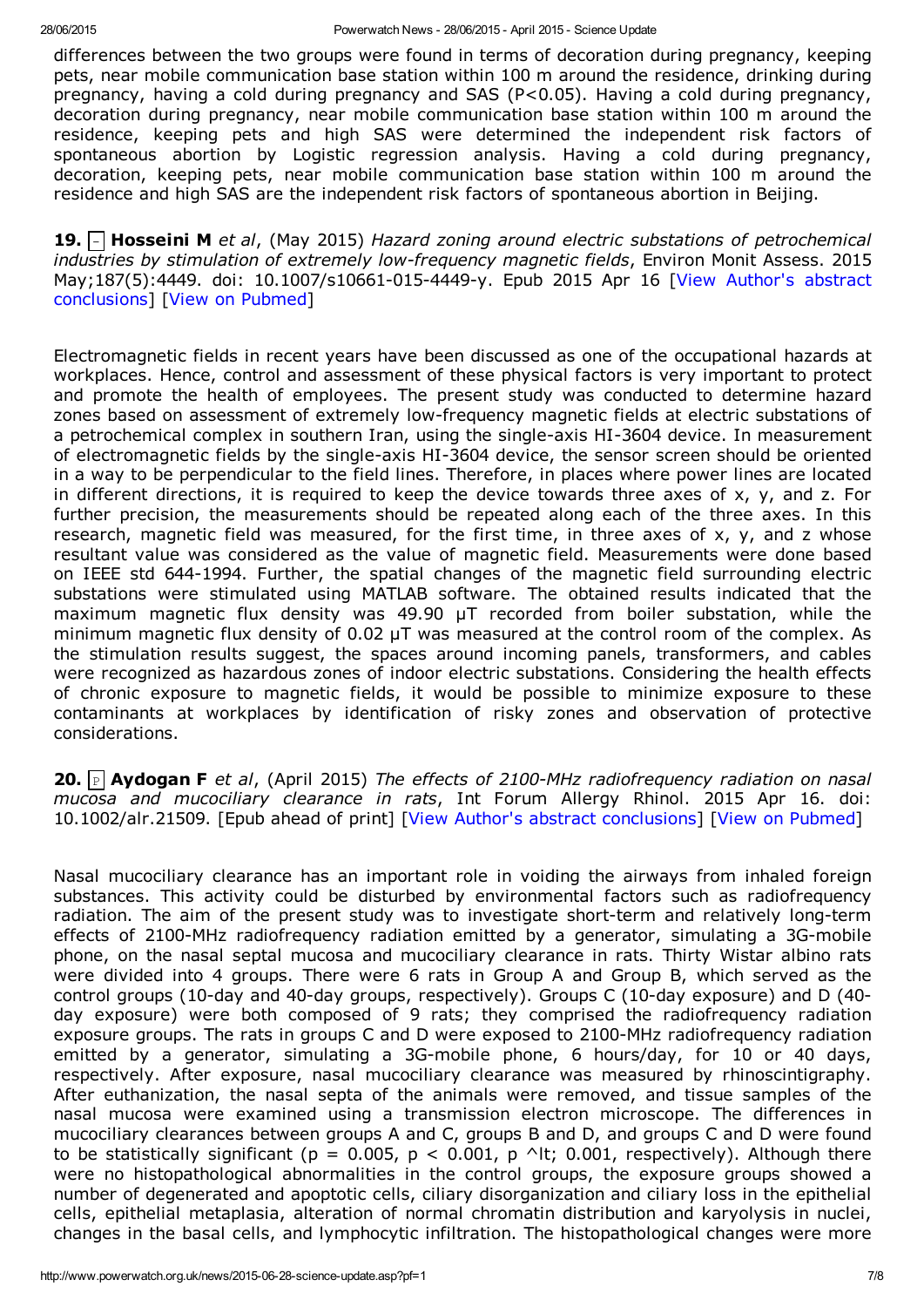differences between the two groups were found in terms of decoration during pregnancy, keeping pets, near mobile communication base station within 100 m around the residence, drinking during pregnancy, having a cold during pregnancy and SAS ($P<0.05$). Having a cold during pregnancy, decoration during pregnancy, near mobile communication base station within 100 m around the residence, keeping pets and high SAS were determined the independent risk factors of spontaneous abortion by Logistic regression analysis. Having a cold during pregnancy, decoration, keeping pets, near mobile communication base station within 100 m around the residence and high SAS are the independent risk factors of spontaneous abortion in Beijing.

**19.** – **Hosseini M** *et al*, (May 2015) *Hazard zoning around electric substations of petrochemical industries by stimulation of extremely low-frequency magnetic fields*, Environ Monit Assess. 2015 May;187(5):4449. doi: 10.1007/s10661-015-4449-y. Epub 2015 Apr 16 [View Author's abstract conclusions] [View on Pubmed]

Electromagnetic fields in recent years have been discussed as one of the occupational hazards at workplaces. Hence, control and assessment of these physical factors is very important to protect and promote the health of employees. The present study was conducted to determine hazard zones based on assessment of extremely low-frequency magnetic fields at electric substations of a petrochemical complex in southern Iran, using the single-axis HI-3604 device. In measurement of electromagnetic fields by the single-axis HI-3604 device, the sensor screen should be oriented in a way to be perpendicular to the field lines. Therefore, in places where power lines are located in different directions, it is required to keep the device towards three axes of x, y, and z. For further precision, the measurements should be repeated along each of the three axes. In this research, magnetic field was measured, for the first time, in three axes of x, y, and z whose resultant value was considered as the value of magnetic field. Measurements were done based on IEEE std 644-1994. Further, the spatial changes of the magnetic field surrounding electric substations were stimulated using MATLAB software. The obtained results indicated that the maximum magnetic flux density was 49.90 μT recorded from boiler substation, while the minimum magnetic flux density of 0.02 μT was measured at the control room of the complex. As the stimulation results suggest, the spaces around incoming panels, transformers, and cables were recognized as hazardous zones of indoor electric substations. Considering the health effects of chronic exposure to magnetic fields, it would be possible to minimize exposure to these contaminants at workplaces by identification of risky zones and observation of protective considerations.

**20.** P **Aydogan F** *et al*, (April 2015) *The effects of 2100-MHz radiofrequency radiation on nasal mucosa and mucociliary clearance in rats*, Int Forum Allergy Rhinol. 2015 Apr 16. doi: 10.1002/alr.21509. [Epub ahead of print] [View Author's abstract conclusions] [View on Pubmed]

Nasal mucociliary clearance has an important role in voiding the airways from inhaled foreign substances. This activity could be disturbed by environmental factors such as radiofrequency radiation. The aim of the present study was to investigate short-term and relatively long-term effects of 2100-MHz radiofrequency radiation emitted by a generator, simulating a 3G-mobile phone, on the nasal septal mucosa and mucociliary clearance in rats. Thirty Wistar albino rats were divided into 4 groups. There were 6 rats in Group A and Group B, which served as the control groups (10-day and 40-day groups, respectively). Groups C (10-day exposure) and D (40-day exposure) were both composed of 9 rats; they comprised the radiofrequency radiation exposure groups. The rats in groups C and D were exposed to 2100-MHz radiofrequency radiation emitted by a generator, simulating a 3G-mobile phone, 6 hours/day, for 10 or 40 days, respectively. After exposure, nasal mucociliary clearance was measured by rhinoscintigraphy. After euthanization, the nasal septa of the animals were removed, and tissue samples of the nasal mucosa were examined using a transmission electron microscope. The differences in mucociliary clearances between groups A and C, groups B and D, and groups C and D were found to be statistically significant ($p = 0.005$, $p < 0.001$, p ^lt; 0.001, respectively). Although there were no histopathological abnormalities in the control groups, the exposure groups showed a number of degenerated and apoptotic cells, ciliary disorganization and ciliary loss in the epithelial cells, epithelial metaplasia, alteration of normal chromatin distribution and karyolysis in nuclei, changes in the basal cells, and lymphocytic infiltration. The histopathological changes were more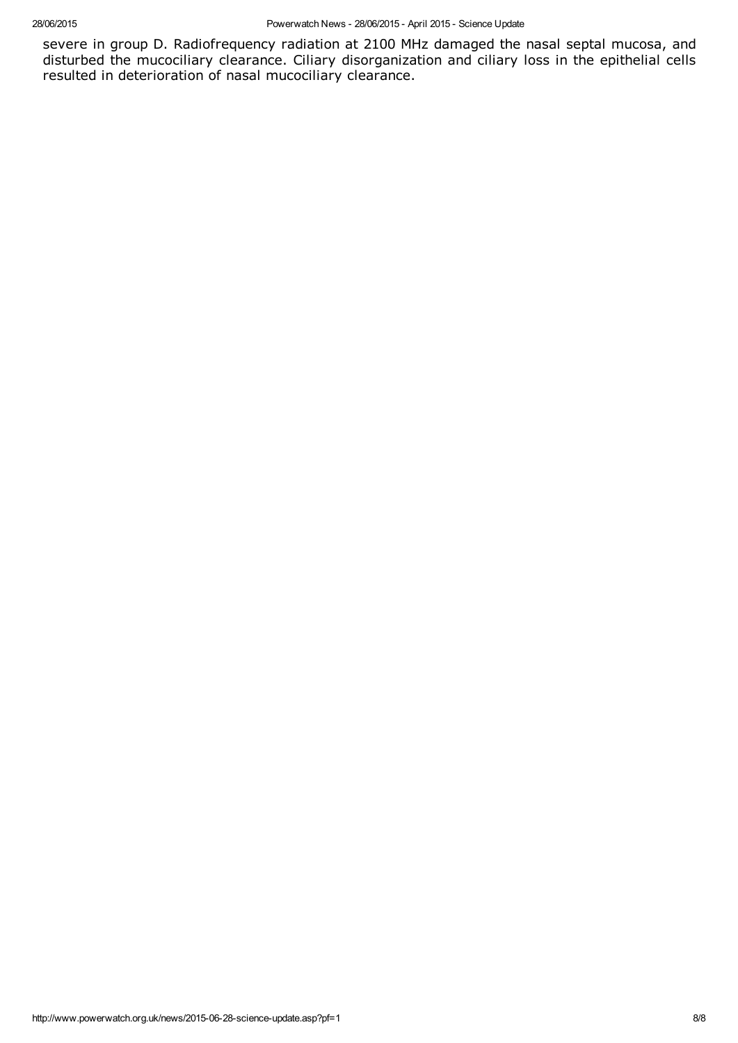severe in group D. Radiofrequency radiation at 2100 MHz damaged the nasal septal mucosa, and disturbed the mucociliary clearance. Ciliary disorganization and ciliary loss in the epithelial cells resulted in deterioration of nasal mucociliary clearance.